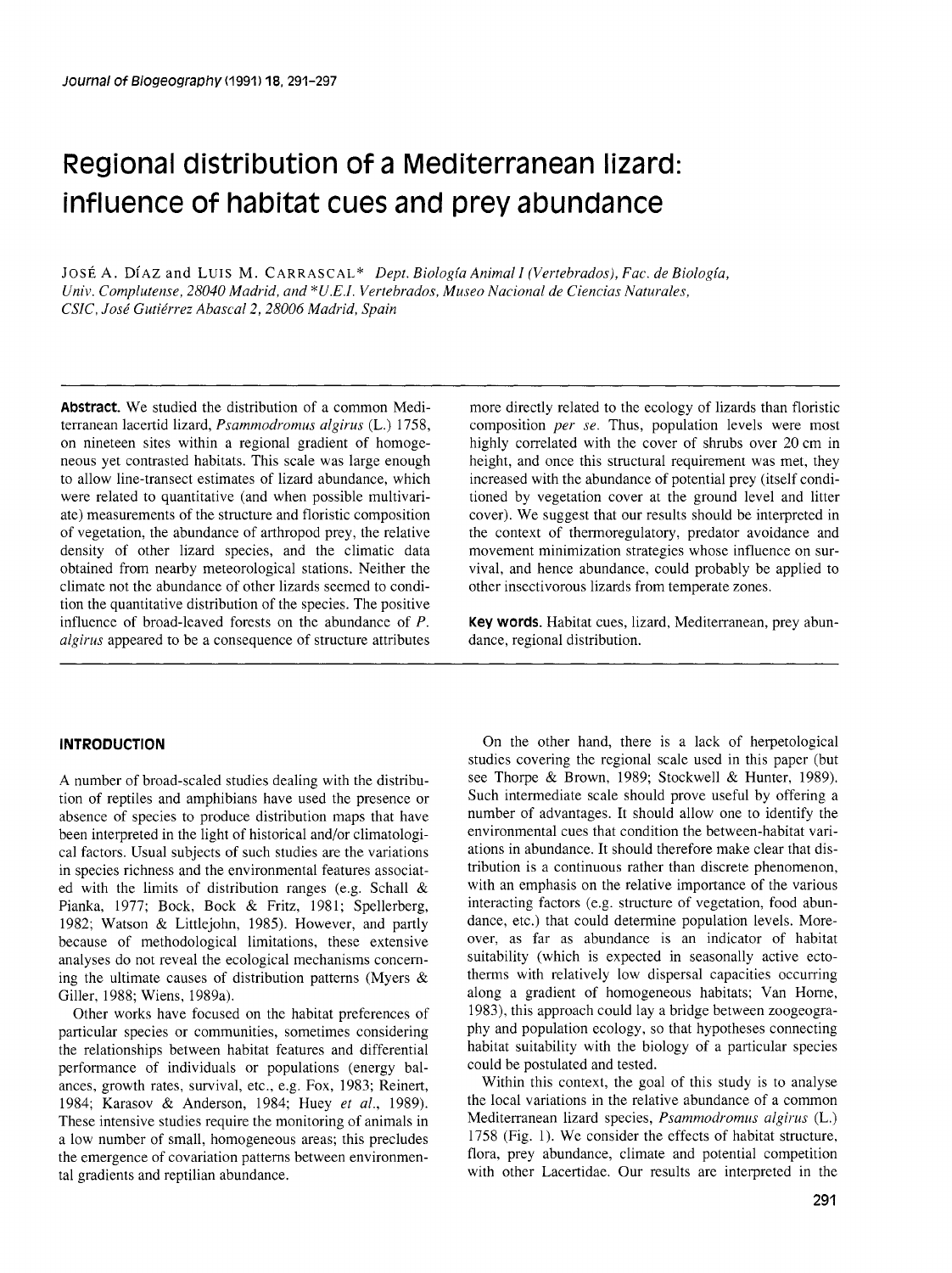# Regional distribution of a Mediterranean lizard: influence of habitat cues and prey abundance

JOSÉ A. DÍAZ and LUIS M. CARRASCAL* *Dept. Biología Animal I (Vertebrados), Fac. de Biología, Univ. Complutense, 28040 Madrid, and \*U.E.I. Vertebrados, Museo Nacional de Ciencias Naturales, CSIC, José Gutiérrez Abascal 2, 28006 Madrid, Spain*

**Abstract.** We studied the distribution of a common Mediterranean lacertid lizard, *Psammodromus algirus* (L.) 1758, on nineteen sites within a regional gradient of homogeneous yet contrasted habitats. This scale was large enough to allow line-transect estimates of lizard abundance, which were related to quantitative (and when possible multivariate) measurements of the structure and floristic composition of vegetation, the abundance of arthropod prey, the relative density of other lizard species, and the climatic data obtained from nearby meteorological stations. Neither the climate not the abundance of other lizards seemed to condition the quantitative distribution of the species. The positive influence of broad-leaved forests on the abundance of *P. algirus* appeared to be a consequence of structure attributes more directly related to the ecology of lizards than floristic composition *per se*. Thus, population levels were most highly correlated with the cover of shrubs over 20 cm in height, and once this structural requirement was met, they increased with the abundance of potential prey (itself conditioned by vegetation cover at the ground level and litter cover). We suggest that our results should be interpreted in the context of thermoregulatory, predator avoidance and movement minimization strategies whose influence on survival, and hence abundance, could probably be applied to other insectivorous lizards from temperate zones.

**Key words.** Habitat cues, lizard, Mediterranean, prey abundance, regional distribution.

## INTRODUCTION

A number of broad-scaled studies dealing with the distribution of reptiles and amphibians have used the presence or absence of species to produce distribution maps that have been interpreted in the light of historical and/or climatological factors. Usual subjects of such studies are the variations in species richness and the environmental features associated with the limits of distribution ranges (e.g. Schall & Pianka, 1977; Bock, Bock & Fritz, 1981; Spellerberg, 1982; Watson & Littlejohn, 1985). However, and partly because of methodological limitations, these extensive analyses do not reveal the ecological mechanisms concerning the ultimate causes of distribution patterns (Myers & Giller, 1988; Wiens, 1989a).

Other works have focused on the habitat preferences of particular species or communities, sometimes considering the relationships between habitat features and differential performance of individuals or populations (energy balances, growth rates, survival, etc., e.g. Fox, 1983; Reinert, 1984; Karasov & Anderson, 1984; Huey *et al.*, 1989). These intensive studies require the monitoring of animals in a low number of small, homogeneous areas; this precludes the emergence of covariation patterns between environmental gradients and reptilian abundance.

On the other hand, there is a lack of herpetological studies covering the regional scale used in this paper (but see Thorpe & Brown, 1989; Stockwell & Hunter, 1989). Such intermediate scale should prove useful by offering a number of advantages. It should allow one to identify the environmental cues that condition the between-habitat variations in abundance. It should therefore make clear that distribution is a continuous rather than discrete phenomenon, with an emphasis on the relative importance of the various interacting factors (e.g. structure of vegetation, food abundance, etc.) that could determine population levels. Moreover, as far as abundance is an indicator of habitat suitability (which is expected in seasonally active ectotherms with relatively low dispersal capacities occurring along a gradient of homogeneous habitats; Van Horne, 1983), this approach could lay a bridge between zoogeography and population ecology, so that hypotheses connecting habitat suitability with the biology of a particular species could be postulated and tested.

Within this context, the goal of this study is to analyse the local variations in the relative abundance of a common Mediterranean lizard species, *Psammodromus algirus* (L.) 1758 (Fig. 1). We consider the effects of habitat structure, flora, prey abundance, climate and potential competition with other Lacertidae. Our results are interpreted in the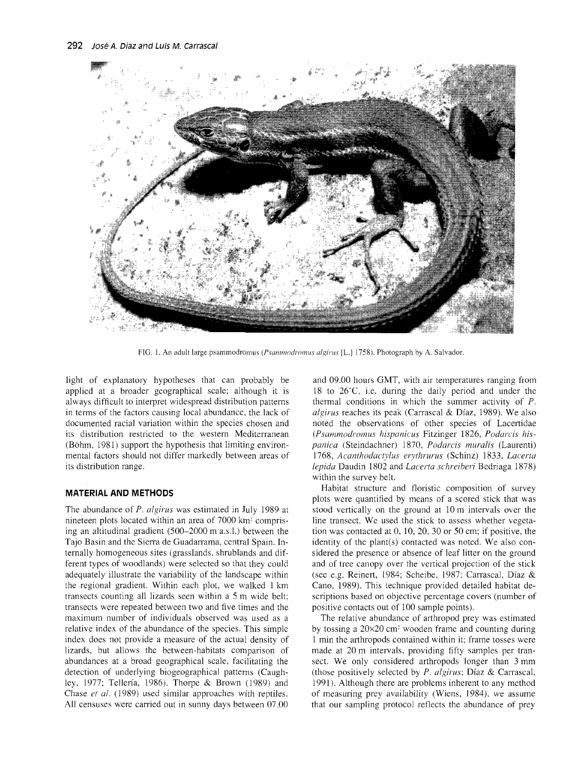FIG. 1. An adult large psammodromus (*Psammodromus algirus* [L.] 1758). Photograph by A. Salvador.

light of explanatory hypotheses that can probably be applied at a broader geographical scale; although it is always difficult to interpret widespread distribution patterns in terms of the factors causing local abundance, the lack of documented racial variation within the species chosen and its distribution restricted to the western Mediterranean (Böhm, 1981) support the hypothesis that limiting environmental factors should not differ markedly between areas of its distribution range.

## MATERIAL AND METHODS

The abundance of *P. algirus* was estimated in July 1989 at nineteen plots located within an area of 7000 km² comprising an altitudinal gradient (500–2000 m a.s.l.) between the Tajo Basin and the Sierra de Guadarrama, central Spain. Internally homogeneous sites (grasslands, shrublands and different types of woodlands) were selected so that they could adequately illustrate the variability of the landscape within the regional gradient. Within each plot, we walked 1 km transects counting all lizards seen within a 5 m wide belt; transects were repeated between two and five times and the maximum number of individuals observed was used as a relative index of the abundance of the species. This simple index does not provide a measure of the actual density of lizards, but allows the between-habitats comparison of abundances at a broad geographical scale, facilitating the detection of underlying biogeographical patterns (Caughley, 1977; Tellería, 1986). Thorpe & Brown (1989) and Chase *et al.* (1989) used similar approaches with reptiles. All censuses were carried out in sunny days between 07.00 and 09.00 hours GMT, with air temperatures ranging from 18 to 26°C, i.e. during the daily period and under the thermal conditions in which the summer activity of *P. algirus* reaches its peak (Carrascal & Díaz, 1989). We also noted the observations of other species of Lacertidae (*Psammodromus hispanicus* Fitzinger 1826, *Podarcis hispanica* (Steindachner) 1870, *Podarcis muralis* (Laurenti) 1768, *Acanthodactylus erythrurus* (Schinz) 1833, *Lacerta lepida* Daudin 1802 and *Lacerta schreiberi* Bedriaga 1878) within the survey belt.

Habitat structure and floristic composition of survey plots were quantified by means of a scored stick that was stood vertically on the ground at 10 m intervals over the line transect. We used the stick to assess whether vegetation was contacted at 0, 10, 20, 30 or 50 cm; if positive, the identity of the plant(s) contacted was noted. We also considered the presence or absence of leaf litter on the ground and of tree canopy over the vertical projection of the stick (see e.g. Reinert, 1984; Scheibe, 1987; Carrascal, Díaz & Cano, 1989). This technique provided detailed habitat descriptions based on objective percentage covers (number of positive contacts out of 100 sample points).

The relative abundance of arthropod prey was estimated by tossing a 20×20 cm² wooden frame and counting during 1 min the arthropods contained within it; frame tosses were made at 20 m intervals, providing fifty samples per transect. We only considered arthropods longer than 3 mm (those positively selected by *P. algirus*; Díaz & Carrascal, 1991). Although there are problems inherent to any method of measuring prey availability (Wiens, 1984), we assume that our sampling protocol reflects the abundance of prey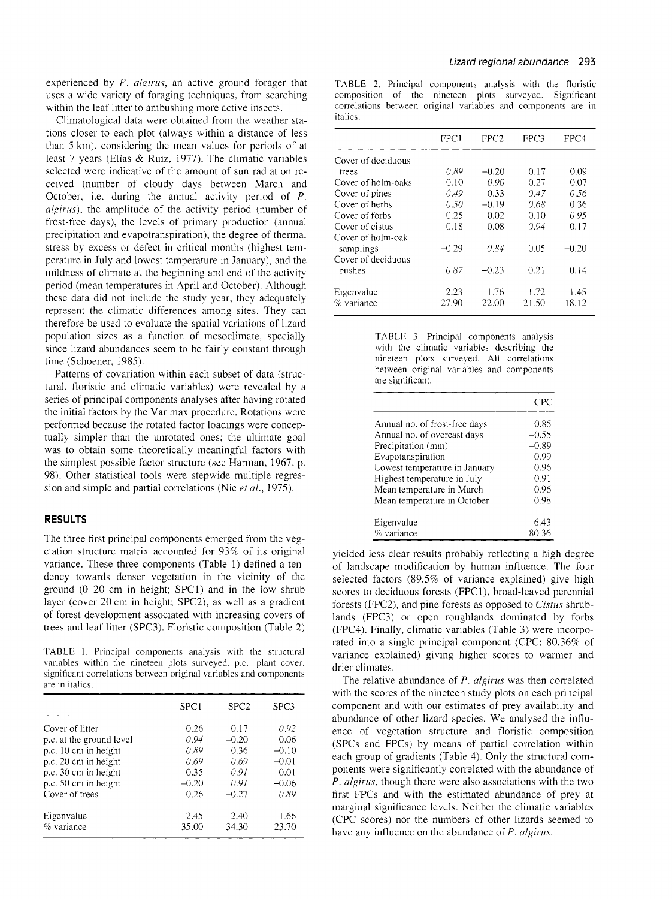experienced by *P. algirus*, an active ground forager that uses a wide variety of foraging techniques, from searching within the leaf litter to ambushing more active insects.

Climatological data were obtained from the weather stations closer to each plot (always within a distance of less than 5 km), considering the mean values for periods of at least 7 years (Elías & Ruiz, 1977). The climatic variables selected were indicative of the amount of sun radiation received (number of cloudy days between March and October, i.e. during the annual activity period of *P. algirus*), the amplitude of the activity period (number of frost-free days), the levels of primary production (annual precipitation and evapotranspiration), the degree of thermal stress by excess or defect in critical months (highest temperature in July and lowest temperature in January), and the mildness of climate at the beginning and end of the activity period (mean temperatures in April and October). Although these data did not include the study year, they adequately represent the climatic differences among sites. They can therefore be used to evaluate the spatial variations of lizard population sizes as a function of mesoclimate, specially since lizard abundances seem to be fairly constant through time (Schoener, 1985).

Patterns of covariation within each subset of data (structural, floristic and climatic variables) were revealed by a series of principal components analyses after having rotated the initial factors by the Varimax procedure. Rotations were performed because the rotated factor loadings were conceptually simpler than the unrotated ones; the ultimate goal was to obtain some theoretically meaningful factors with the simplest possible factor structure (see Harman, 1967, p. 98). Other statistical tools were stepwide multiple regression and simple and partial correlations (Nie *et al.*, 1975).

## RESULTS

The three first principal components emerged from the vegetation structure matrix accounted for 93% of its original variance. These three components (Table 1) defined a tendency towards denser vegetation in the vicinity of the ground (0–20 cm in height; SPC1) and in the low shrub layer (cover 20 cm in height; SPC2), as well as a gradient of forest development associated with increasing covers of trees and leaf litter (SPC3). Floristic composition (Table 2) yielded less clear results probably reflecting a high degree of landscape modification by human influence. The four selected factors (89.5% of variance explained) give high scores to deciduous forests (FPC1), broad-leaved perennial forests (FPC2), and pine forests as opposed to *Cistus* shrublands (FPC3) or open roughlands dominated by forbs (FPC4). Finally, climatic variables (Table 3) were incorporated into a single principal component (CPC: 80.36% of variance explained) giving higher scores to warmer and drier climates.

TABLE 1. Principal components analysis with the structural variables within the nineteen plots surveyed. p.c.: plant cover. significant correlations between original variables and components are in italics.

| | SPC1 | SPC2 | SPC3 |
|---|---|---|---|
| Cover of litter | −0.26 | 0.17 | *0.92* |
| p.c. at the ground level | *0.94* | −0.20 | 0.06 |
| p.c. 10 cm in height | *0.89* | 0.36 | −0.10 |
| p.c. 20 cm in height | *0.69* | *0.69* | −0.01 |
| p.c. 30 cm in height | 0.35 | *0.91* | −0.01 |
| p.c. 50 cm in height | −0.20 | *0.91* | −0.06 |
| Cover of trees | 0.26 | −0.27 | *0.89* |
| Eigenvalue | 2.45 | 2.40 | 1.66 |
| % variance | 35.00 | 34.30 | 23.70 |

TABLE 2. Principal components analysis with the floristic composition of the nineteen plots surveyed. Significant correlations between original variables and components are in italics.

| | FPC1 | FPC2 | FPC3 | FPC4 |
|---|---|---|---|---|
| Cover of deciduous trees | *0.89* | −0.20 | 0.17 | 0.09 |
| Cover of holm-oaks | −0.10 | *0.90* | −0.27 | 0.07 |
| Cover of pines | *−0.49* | −0.33 | *0.47* | *0.56* |
| Cover of herbs | *0.50* | −0.19 | *0.68* | 0.36 |
| Cover of forbs | −0.25 | 0.02 | 0.10 | *−0.95* |
| Cover of cistus | −0.18 | 0.08 | *−0.94* | 0.17 |
| Cover of holm-oak samplings | −0.29 | *0.84* | 0.05 | −0.20 |
| Cover of deciduous bushes | *0.87* | −0.23 | 0.21 | 0.14 |
| Eigenvalue | 2.23 | 1.76 | 1.72 | 1.45 |
| % variance | 27.90 | 22.00 | 21.50 | 18.12 |

TABLE 3. Principal components analysis with the climatic variables describing the nineteen plots surveyed. All correlations between original variables and components are significant.

| | CPC |
|---|---|
| Annual no. of frost-free days | 0.85 |
| Annual no. of overcast days | −0.55 |
| Precipitation (mm) | −0.89 |
| Evapotanspiration | 0.99 |
| Lowest temperature in January | 0.96 |
| Highest temperature in July | 0.91 |
| Mean temperature in March | 0.96 |
| Mean temperature in October | 0.98 |
| Eigenvalue | 6.43 |
| % variance | 80.36 |

The relative abundance of *P. algirus* was then correlated with the scores of the nineteen study plots on each principal component and with our estimates of prey availability and abundance of other lizard species. We analysed the influence of vegetation structure and floristic composition (SPCs and FPCs) by means of partial correlation within each group of gradients (Table 4). Only the structural components were significantly correlated with the abundance of *P. algirus*, though there were also associations with the two first FPCs and with the estimated abundance of prey at marginal significance levels. Neither the climatic variables (CPC scores) nor the numbers of other lizards seemed to have any influence on the abundance of *P. algirus*.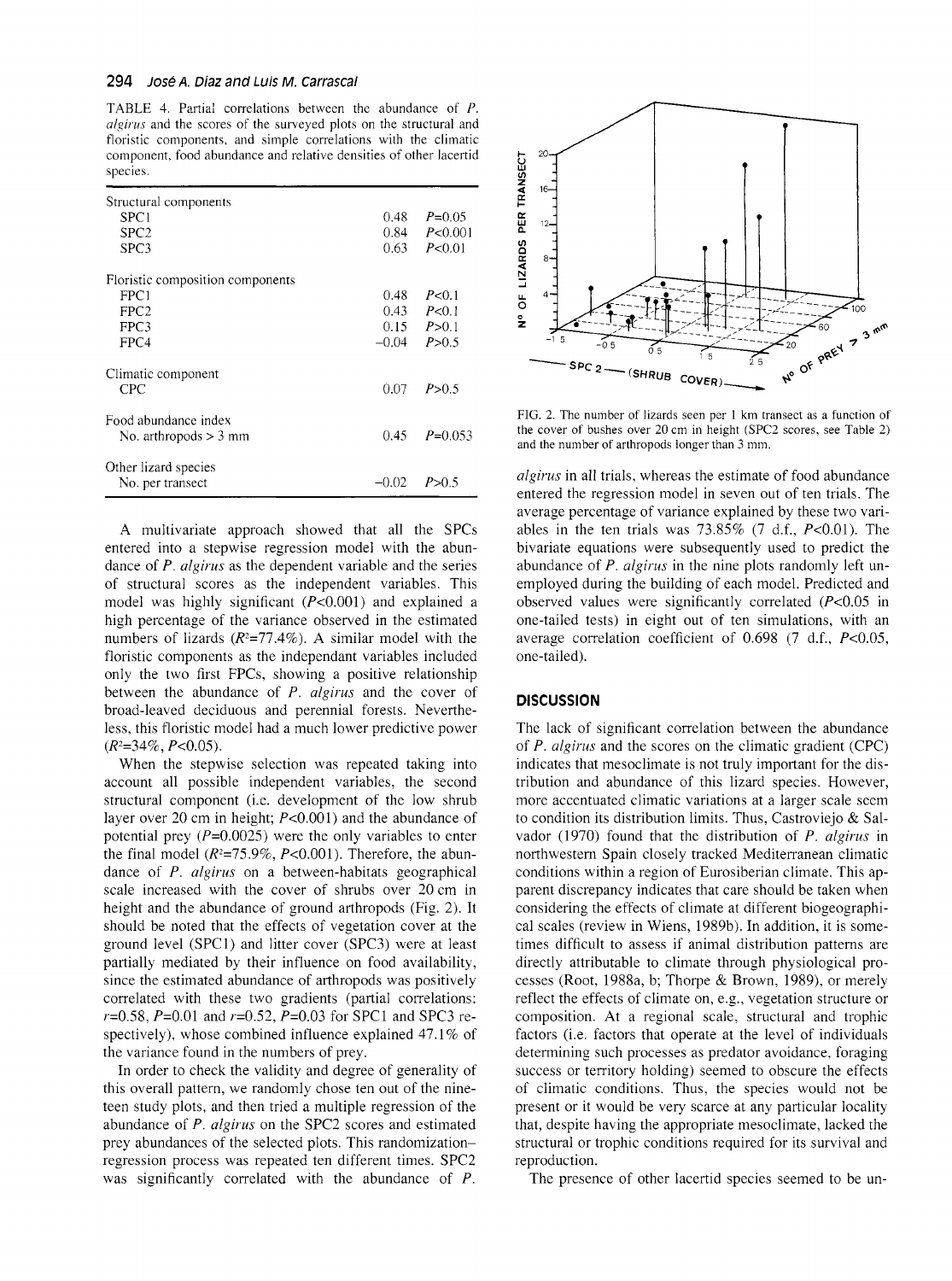TABLE 4. Partial correlations between the abundance of *P. algirus* and the scores of the surveyed plots on the structural and floristic components, and simple correlations with the climatic component, food abundance and relative densities of other lacertid species.

| | | |
|---|---|---|
| Structural components | | |
| SPC1 | 0.48 | $P$=0.05 |
| SPC2 | 0.84 | $P$<0.001 |
| SPC3 | 0.63 | $P$<0.01 |
| Floristic composition components | | |
| FPC1 | 0.48 | $P$<0.1 |
| FPC2 | 0.43 | $P$<0.1 |
| FPC3 | 0.15 | $P$>0.1 |
| FPC4 | −0.04 | $P$>0.5 |
| Climatic component | | |
| CPC | 0.07 | $P$>0.5 |
| Food abundance index | | |
| No. arthropods > 3 mm | 0.45 | $P$=0.053 |
| Other lizard species | | |
| No. per transect | −0.02 | $P$>0.5 |

A multivariate approach showed that all the SPCs entered into a stepwise regression model with the abundance of *P. algirus* as the dependent variable and the series of structural scores as the independent variables. This model was highly significant ($P$<0.001) and explained a high percentage of the variance observed in the estimated numbers of lizards ($R^2$=77.4%). A similar model with the floristic components as the independant variables included only the two first FPCs, showing a positive relationship between the abundance of *P. algirus* and the cover of broad-leaved deciduous and perennial forests. Nevertheless, this floristic model had a much lower predictive power ($R^2$=34%, $P$<0.05).

When the stepwise selection was repeated taking into account all possible independent variables, the second structural component (i.e. development of the low shrub layer over 20 cm in height; $P$<0.001) and the abundance of potential prey ($P$=0.0025) were the only variables to enter the final model ($R^2$=75.9%, $P$<0.001). Therefore, the abundance of *P. algirus* on a between-habitats geographical scale increased with the cover of shrubs over 20 cm in height and the abundance of ground arthropods (Fig. 2). It should be noted that the effects of vegetation cover at the ground level (SPC1) and litter cover (SPC3) were at least partially mediated by their influence on food availability, since the estimated abundance of arthropods was positively correlated with these two gradients (partial correlations: $r$=0.58, $P$=0.01 and $r$=0.52, $P$=0.03 for SPC1 and SPC3 respectively), whose combined influence explained 47.1% of the variance found in the numbers of prey.

In order to check the validity and degree of generality of this overall pattern, we randomly chose ten out of the nineteen study plots, and then tried a multiple regression of the abundance of *P. algirus* on the SPC2 scores and estimated prey abundances of the selected plots. This randomization–regression process was repeated ten different times. SPC2 was significantly correlated with the abundance of *P. algirus* in all trials, whereas the estimate of food abundance entered the regression model in seven out of ten trials. The average percentage of variance explained by these two variables in the ten trials was 73.85% (7 d.f., $P$<0.01). The bivariate equations were subsequently used to predict the abundance of *P. algirus* in the nine plots randomly left unemployed during the building of each model. Predicted and observed values were significantly correlated ($P$<0.05 in one-tailed tests) in eight out of ten simulations, with an average correlation coefficient of 0.698 (7 d.f., $P$<0.05, one-tailed).

FIG. 2. The number of lizards seen per 1 km transect as a function of the cover of bushes over 20 cm in height (SPC2 scores, see Table 2) and the number of arthropods longer than 3 mm.

## DISCUSSION

The lack of significant correlation between the abundance of *P. algirus* and the scores on the climatic gradient (CPC) indicates that mesoclimate is not truly important for the distribution and abundance of this lizard species. However, more accentuated climatic variations at a larger scale seem to condition its distribution limits. Thus, Castroviejo & Salvador (1970) found that the distribution of *P. algirus* in northwestern Spain closely tracked Mediterranean climatic conditions within a region of Eurosiberian climate. This apparent discrepancy indicates that care should be taken when considering the effects of climate at different biogeographical scales (review in Wiens, 1989b). In addition, it is sometimes difficult to assess if animal distribution patterns are directly attributable to climate through physiological processes (Root, 1988a, b; Thorpe & Brown, 1989), or merely reflect the effects of climate on, e.g., vegetation structure or composition. At a regional scale, structural and trophic factors (i.e. factors that operate at the level of individuals determining such processes as predator avoidance, foraging success or territory holding) seemed to obscure the effects of climatic conditions. Thus, the species would not be present or it would be very scarce at any particular locality that, despite having the appropriate mesoclimate, lacked the structural or trophic conditions required for its survival and reproduction.

The presence of other lacertid species seemed to be un-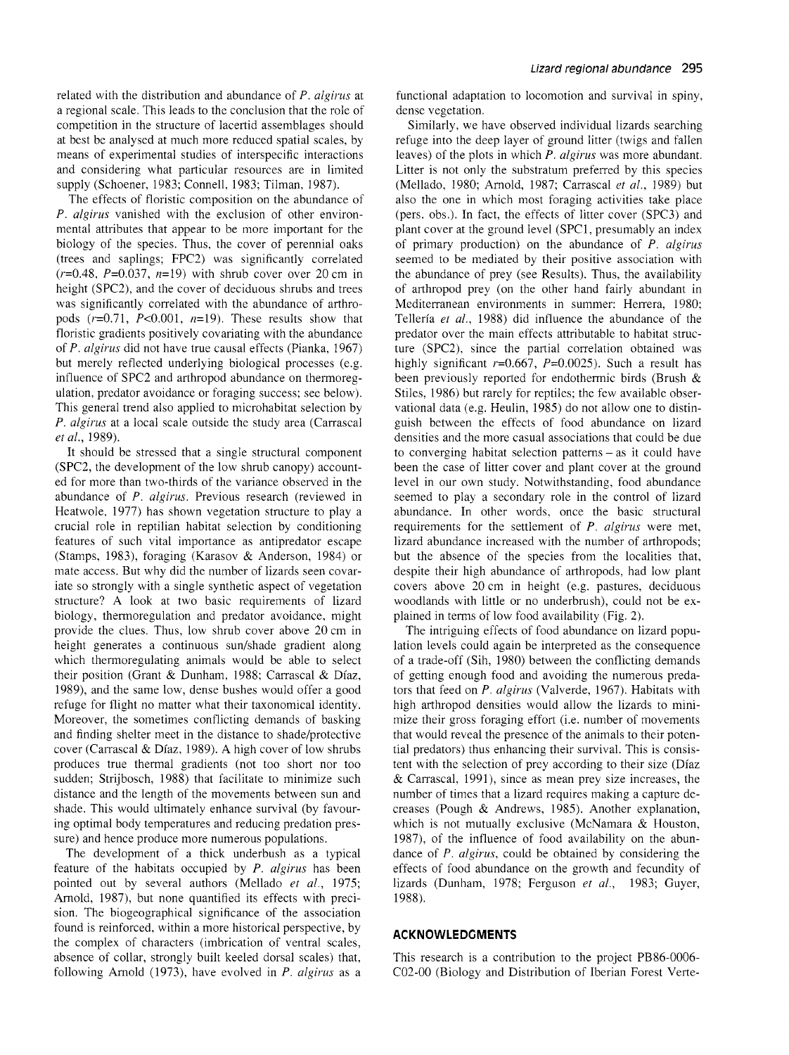related with the distribution and abundance of *P. algirus* at a regional scale. This leads to the conclusion that the role of competition in the structure of lacertid assemblages should at best be analysed at much more reduced spatial scales, by means of experimental studies of interspecific interactions and considering what particular resources are in limited supply (Schoener, 1983; Connell, 1983; Tilman, 1987).

The effects of floristic composition on the abundance of *P. algirus* vanished with the exclusion of other environmental attributes that appear to be more important for the biology of the species. Thus, the cover of perennial oaks (trees and saplings; FPC2) was significantly correlated ($r$=0.48, $P$=0.037, $n$=19) with shrub cover over 20 cm in height (SPC2), and the cover of deciduous shrubs and trees was significantly correlated with the abundance of arthropods ($r$=0.71, $P$<0.001, $n$=19). These results show that floristic gradients positively covariating with the abundance of *P. algirus* did not have true causal effects (Pianka, 1967) but merely reflected underlying biological processes (e.g. influence of SPC2 and arthropod abundance on thermoregulation, predator avoidance or foraging success; see below). This general trend also applied to microhabitat selection by *P. algirus* at a local scale outside the study area (Carrascal *et al.*, 1989).

It should be stressed that a single structural component (SPC2, the development of the low shrub canopy) accounted for more than two-thirds of the variance observed in the abundance of *P. algirus*. Previous research (reviewed in Heatwole, 1977) has shown vegetation structure to play a crucial role in reptilian habitat selection by conditioning features of such vital importance as antipredator escape (Stamps, 1983), foraging (Karasov & Anderson, 1984) or mate access. But why did the number of lizards seen covariate so strongly with a single synthetic aspect of vegetation structure? A look at two basic requirements of lizard biology, thermoregulation and predator avoidance, might provide the clues. Thus, low shrub cover above 20 cm in height generates a continuous sun/shade gradient along which thermoregulating animals would be able to select their position (Grant & Dunham, 1988; Carrascal & Díaz, 1989), and the same low, dense bushes would offer a good refuge for flight no matter what their taxonomical identity. Moreover, the sometimes conflicting demands of basking and finding shelter meet in the distance to shade/protective cover (Carrascal & Díaz, 1989). A high cover of low shrubs produces true thermal gradients (not too short nor too sudden; Strijbosch, 1988) that facilitate to minimize such distance and the length of the movements between sun and shade. This would ultimately enhance survival (by favouring optimal body temperatures and reducing predation pressure) and hence produce more numerous populations.

The development of a thick underbush as a typical feature of the habitats occupied by *P. algirus* has been pointed out by several authors (Mellado *et al.*, 1975; Arnold, 1987), but none quantified its effects with precision. The biogeographical significance of the association found is reinforced, within a more historical perspective, by the complex of characters (imbrication of ventral scales, absence of collar, strongly built keeled dorsal scales) that, following Arnold (1973), have evolved in *P. algirus* as a functional adaptation to locomotion and survival in spiny, dense vegetation.

Similarly, we have observed individual lizards searching refuge into the deep layer of ground litter (twigs and fallen leaves) of the plots in which *P. algirus* was more abundant. Litter is not only the substratum preferred by this species (Mellado, 1980; Arnold, 1987; Carrascal *et al.*, 1989) but also the one in which most foraging activities take place (pers. obs.). In fact, the effects of litter cover (SPC3) and plant cover at the ground level (SPC1, presumably an index of primary production) on the abundance of *P. algirus* seemed to be mediated by their positive association with the abundance of prey (see Results). Thus, the availability of arthropod prey (on the other hand fairly abundant in Mediterranean environments in summer: Herrera, 1980; Tellería *et al.*, 1988) did influence the abundance of the predator over the main effects attributable to habitat structure (SPC2), since the partial correlation obtained was highly significant $r$=0.667, $P$=0.0025). Such a result has been previously reported for endothermic birds (Brush & Stiles, 1986) but rarely for reptiles; the few available observational data (e.g. Heulin, 1985) do not allow one to distinguish between the effects of food abundance on lizard densities and the more casual associations that could be due to converging habitat selection patterns – as it could have been the case of litter cover and plant cover at the ground level in our own study. Notwithstanding, food abundance seemed to play a secondary role in the control of lizard abundance. In other words, once the basic structural requirements for the settlement of *P. algirus* were met, lizard abundance increased with the number of arthropods; but the absence of the species from the localities that, despite their high abundance of arthropods, had low plant covers above 20 cm in height (e.g. pastures, deciduous woodlands with little or no underbrush), could not be explained in terms of low food availability (Fig. 2).

The intriguing effects of food abundance on lizard population levels could again be interpreted as the consequence of a trade-off (Sih, 1980) between the conflicting demands of getting enough food and avoiding the numerous predators that feed on *P. algirus* (Valverde, 1967). Habitats with high arthropod densities would allow the lizards to minimize their gross foraging effort (i.e. number of movements that would reveal the presence of the animals to their potential predators) thus enhancing their survival. This is consistent with the selection of prey according to their size (Díaz & Carrascal, 1991), since as mean prey size increases, the number of times that a lizard requires making a capture decreases (Pough & Andrews, 1985). Another explanation, which is not mutually exclusive (McNamara & Houston, 1987), of the influence of food availability on the abundance of *P. algirus*, could be obtained by considering the effects of food abundance on the growth and fecundity of lizards (Dunham, 1978; Ferguson *et al.*, 1983; Guyer, 1988).

## ACKNOWLEDGMENTS

This research is a contribution to the project PB86-0006-C02-00 (Biology and Distribution of Iberian Forest Verte-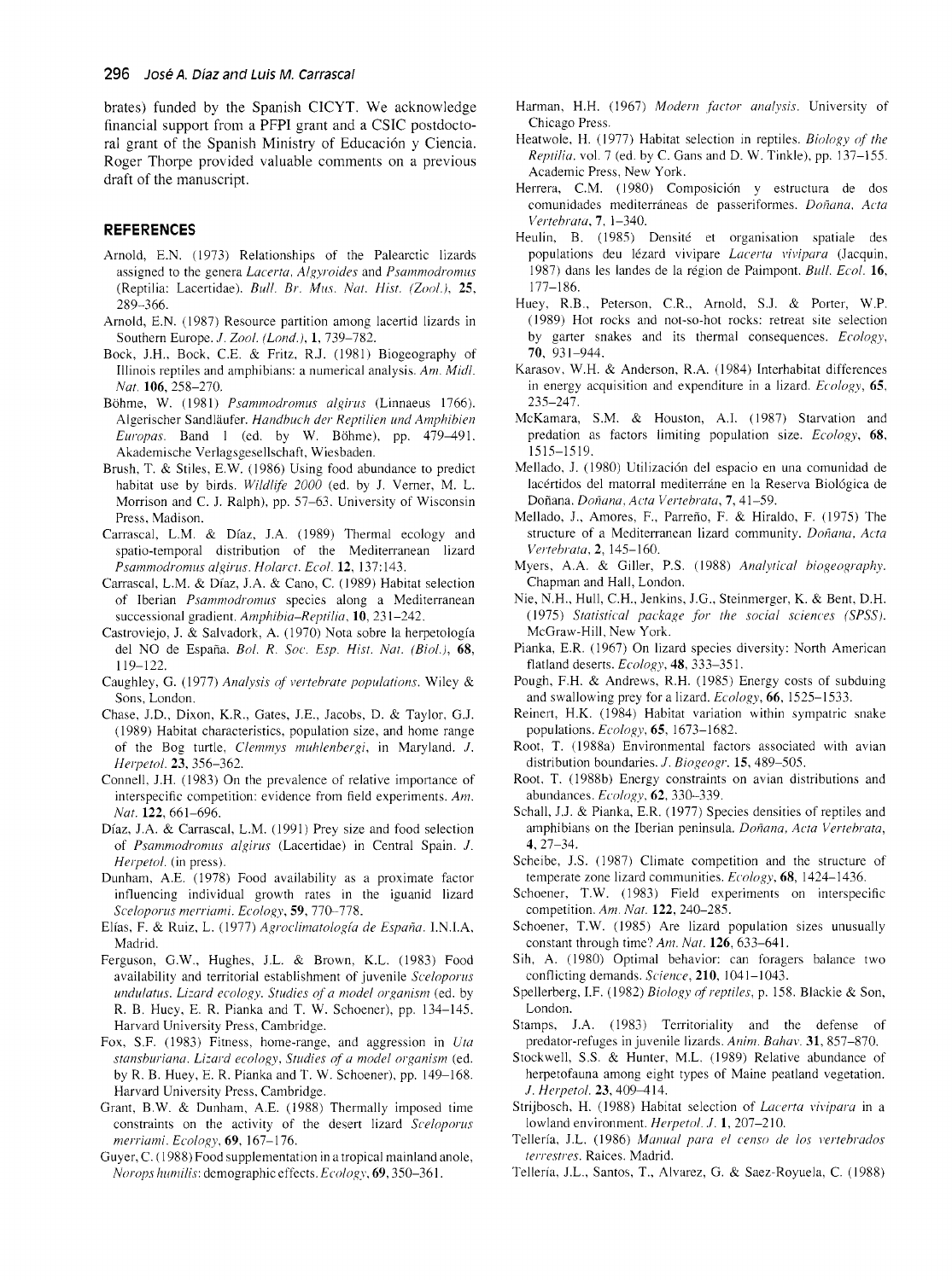brates) funded by the Spanish CICYT. We acknowledge financial support from a PFPI grant and a CSIC postdoctoral grant of the Spanish Ministry of Educación y Ciencia. Roger Thorpe provided valuable comments on a previous draft of the manuscript.

## REFERENCES

Arnold, E.N. (1973) Relationships of the Palearctic lizards assigned to the genera *Lacerta*, *Algyroides* and *Psammodromus* (Reptilia: Lacertidae). *Bull. Br. Mus. Nat. Hist. (Zool.)*, **25**, 289–366.

Arnold, E.N. (1987) Resource partition among lacertid lizards in Southern Europe. *J. Zool. (Lond.)*, **1**, 739–782.

Bock, J.H., Bock, C.E. & Fritz, R.J. (1981) Biogeography of Illinois reptiles and amphibians: a numerical analysis. *Am. Midl. Nat.* **106**, 258–270.

Böhme, W. (1981) *Psammodromus algirus* (Linnaeus 1766). Algerischer Sandläufer. *Handbuch der Reptilien und Amphibien Europas*. Band 1 (ed. by W. Böhme), pp. 479–491. Akademische Verlagsgesellschaft, Wiesbaden.

Brush, T. & Stiles, E.W. (1986) Using food abundance to predict habitat use by birds. *Wildlife 2000* (ed. by J. Verner, M. L. Morrison and C. J. Ralph), pp. 57–63. University of Wisconsin Press, Madison.

Carrascal, L.M. & Díaz, J.A. (1989) Thermal ecology and spatio-temporal distribution of the Mediterranean lizard *Psammodromus algirus*. *Holarct. Ecol.* **12**, 137:143.

Carrascal, L.M. & Díaz, J.A. & Cano, C. (1989) Habitat selection of Iberian *Psammodromus* species along a Mediterranean successional gradient. *Amphibia-Reptilia*, **10**, 231–242.

Castroviejo, J. & Salvadork, A. (1970) Nota sobre la herpetología del NO de España. *Bol. R. Soc. Esp. Hist. Nat. (Biol.)*, **68**, 119–122.

Caughley, G. (1977) *Analysis of vertebrate populations*. Wiley & Sons, London.

Chase, J.D., Dixon, K.R., Gates, J.E., Jacobs, D. & Taylor, G.J. (1989) Habitat characteristics, population size, and home range of the Bog turtle, *Clemmys muhlenbergi*, in Maryland. *J. Herpetol.* **23**, 356–362.

Connell, J.H. (1983) On the prevalence of relative importance of interspecific competition: evidence from field experiments. *Am. Nat.* **122**, 661–696.

Díaz, J.A. & Carrascal, L.M. (1991) Prey size and food selection of *Psammodromus algirus* (Lacertidae) in Central Spain. *J. Herpetol.* (in press).

Dunham, A.E. (1978) Food availability as a proximate factor influencing individual growth rates in the iguanid lizard *Sceloporus merriami*. *Ecology*, **59**, 770–778.

Elías, F. & Ruiz, L. (1977) *Agroclimatología de España*. I.N.I.A, Madrid.

Ferguson, G.W., Hughes, J.L. & Brown, K.L. (1983) Food availability and territorial establishment of juvenile *Sceloporus undulatus*. *Lizard ecology. Studies of a model organism* (ed. by R. B. Huey, E. R. Pianka and T. W. Schoener), pp. 134–145. Harvard University Press, Cambridge.

Fox, S.F. (1983) Fitness, home-range, and aggression in *Uta stansburiana*. *Lizard ecology, Studies of a model organism* (ed. by R. B. Huey, E. R. Pianka and T. W. Schoener), pp. 149–168. Harvard University Press, Cambridge.

Grant, B.W. & Dunham, A.E. (1988) Thermally imposed time constraints on the activity of the desert lizard *Sceloporus merriami*. *Ecology*, **69**, 167–176.

Guyer, C. (1988) Food supplementation in a tropical mainland anole, *Norops humilis*: demographic effects. *Ecology*, **69**, 350–361.

Harman, H.H. (1967) *Modern factor analysis*. University of Chicago Press.

Heatwole, H. (1977) Habitat selection in reptiles. *Biology of the Reptilia*. vol. 7 (ed. by C. Gans and D. W. Tinkle), pp. 137–155. Academic Press, New York.

Herrera, C.M. (1980) Composición y estructura de dos comunidades mediterráneas de passeriformes. *Doñana, Acta Vertebrata*, **7**, 1–340.

Heulin, B. (1985) Densité et organisation spatiale des populations deu lézard vivipare *Lacerta vivipara* (Jacquin, 1987) dans les landes de la région de Paimpont. *Bull. Ecol.* **16**, 177–186.

Huey, R.B., Peterson, C.R., Arnold, S.J. & Porter, W.P. (1989) Hot rocks and not-so-hot rocks: retreat site selection by garter snakes and its thermal consequences. *Ecology*, **70**, 931–944.

Karasov, W.H. & Anderson, R.A. (1984) Interhabitat differences in energy acquisition and expenditure in a lizard. *Ecology*, **65**, 235–247.

McKamara, S.M. & Houston, A.I. (1987) Starvation and predation as factors limiting population size. *Ecology*, **68**, 1515–1519.

Mellado, J. (1980) Utilización del espacio en una comunidad de lacértidos del matorral mediterráne en la Reserva Biológica de Doñana. *Doñana, Acta Vertebrata*, **7**, 41–59.

Mellado, J., Amores, F., Parreño, F. & Hiraldo, F. (1975) The structure of a Mediterranean lizard community. *Doñana, Acta Vertebrata*, **2**, 145–160.

Myers, A.A. & Giller, P.S. (1988) *Analytical biogeography*. Chapman and Hall, London.

Nie, N.H., Hull, C.H., Jenkins, J.G., Steinmerger, K. & Bent, D.H. (1975) *Statistical package for the social sciences (SPSS)*. McGraw-Hill, New York.

Pianka, E.R. (1967) On lizard species diversity: North American flatland deserts. *Ecology*, **48**, 333–351.

Pough, F.H. & Andrews, R.H. (1985) Energy costs of subduing and swallowing prey for a lizard. *Ecology*, **66**, 1525–1533.

Reinert, H.K. (1984) Habitat variation within sympatric snake populations. *Ecology*, **65**, 1673–1682.

Root, T. (1988a) Environmental factors associated with avian distribution boundaries. *J. Biogeogr.* **15**, 489–505.

Root, T. (1988b) Energy constraints on avian distributions and abundances. *Ecology*, **62**, 330–339.

Schall, J.J. & Pianka, E.R. (1977) Species densities of reptiles and amphibians on the Iberian peninsula. *Doñana, Acta Vertebrata*, **4**, 27–34.

Scheibe, J.S. (1987) Climate competition and the structure of temperate zone lizard communities. *Ecology*, **68**, 1424–1436.

Schoener, T.W. (1983) Field experiments on interspecific competition. *Am. Nat.* **122**, 240–285.

Schoener, T.W. (1985) Are lizard population sizes unusually constant through time? *Am. Nat.* **126**, 633–641.

Sih, A. (1980) Optimal behavior: can foragers balance two conflicting demands. *Science*, **210**, 1041–1043.

Spellerberg, I.F. (1982) *Biology of reptiles*, p. 158. Blackie & Son, London.

Stamps, J.A. (1983) Territoriality and the defense of predator-refuges in juvenile lizards. *Anim. Bahav.* **31**, 857–870.

Stockwell, S.S. & Hunter, M.L. (1989) Relative abundance of herpetofauna among eight types of Maine peatland vegetation. *J. Herpetol.* **23**, 409–414.

Strijbosch, H. (1988) Habitat selection of *Lacerta vivipara* in a lowland environment. *Herpetol. J.* **1**, 207–210.

Tellería, J.L. (1986) *Manual para el censo de los vertebrados terrestres*. Raices. Madrid.

Tellería, J.L., Santos, T., Alvarez, G. & Saez-Royuela, C. (1988)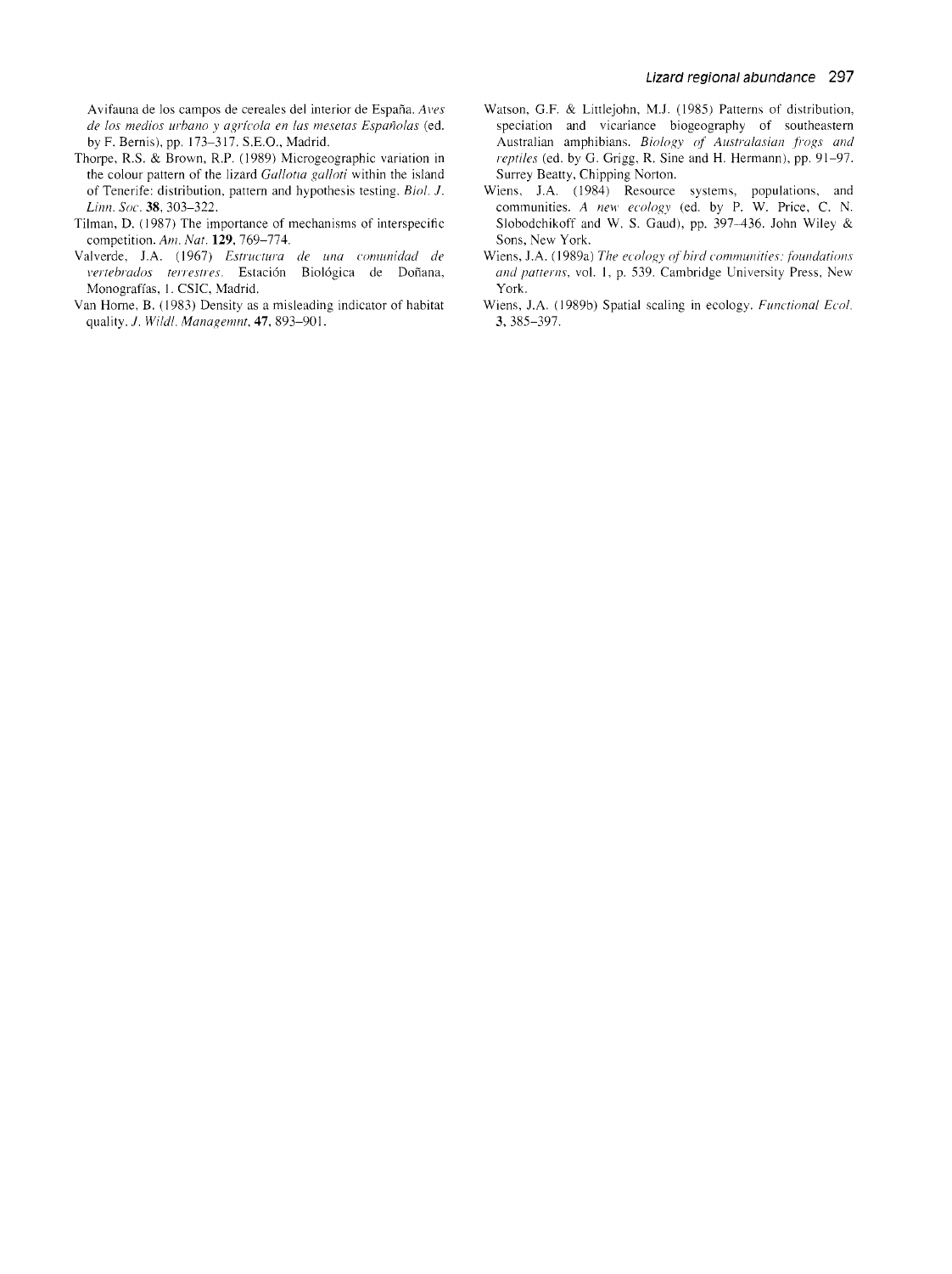Avifauna de los campos de cereales del interior de España. *Aves de los medios urbano y agrícola en las mesetas Españolas* (ed. by F. Bernis), pp. 173–317. S.E.O., Madrid.

Thorpe, R.S. & Brown, R.P. (1989) Microgeographic variation in the colour pattern of the lizard *Gallotia galloti* within the island of Tenerife: distribution, pattern and hypothesis testing. *Biol. J. Linn. Soc.* **38**, 303–322.

Tilman, D. (1987) The importance of mechanisms of interspecific competition. *Am. Nat.* **129**, 769–774.

Valverde, J.A. (1967) *Estructura de una comunidad de vertebrados terrestres.* Estación Biológica de Doñana, Monografías, 1. CSIC, Madrid.

Van Horne, B. (1983) Density as a misleading indicator of habitat quality. *J. Wildl. Managemnt*, **47**, 893–901.

Watson, G.F. & Littlejohn, M.J. (1985) Patterns of distribution, speciation and vicariance biogeography of southeastern Australian amphibians. *Biology of Australasian frogs and reptiles* (ed. by G. Grigg, R. Sine and H. Hermann), pp. 91–97. Surrey Beatty, Chipping Norton.

Wiens, J.A. (1984) Resource systems, populations, and communities. *A new ecology* (ed. by P. W. Price, C. N. Slobodchikoff and W. S. Gaud), pp. 397–436. John Wiley & Sons, New York.

Wiens, J.A. (1989a) *The ecology of bird communities: foundations and patterns*, vol. 1, p. 539. Cambridge University Press, New York.

Wiens, J.A. (1989b) Spatial scaling in ecology. *Functional Ecol.* **3**, 385–397.